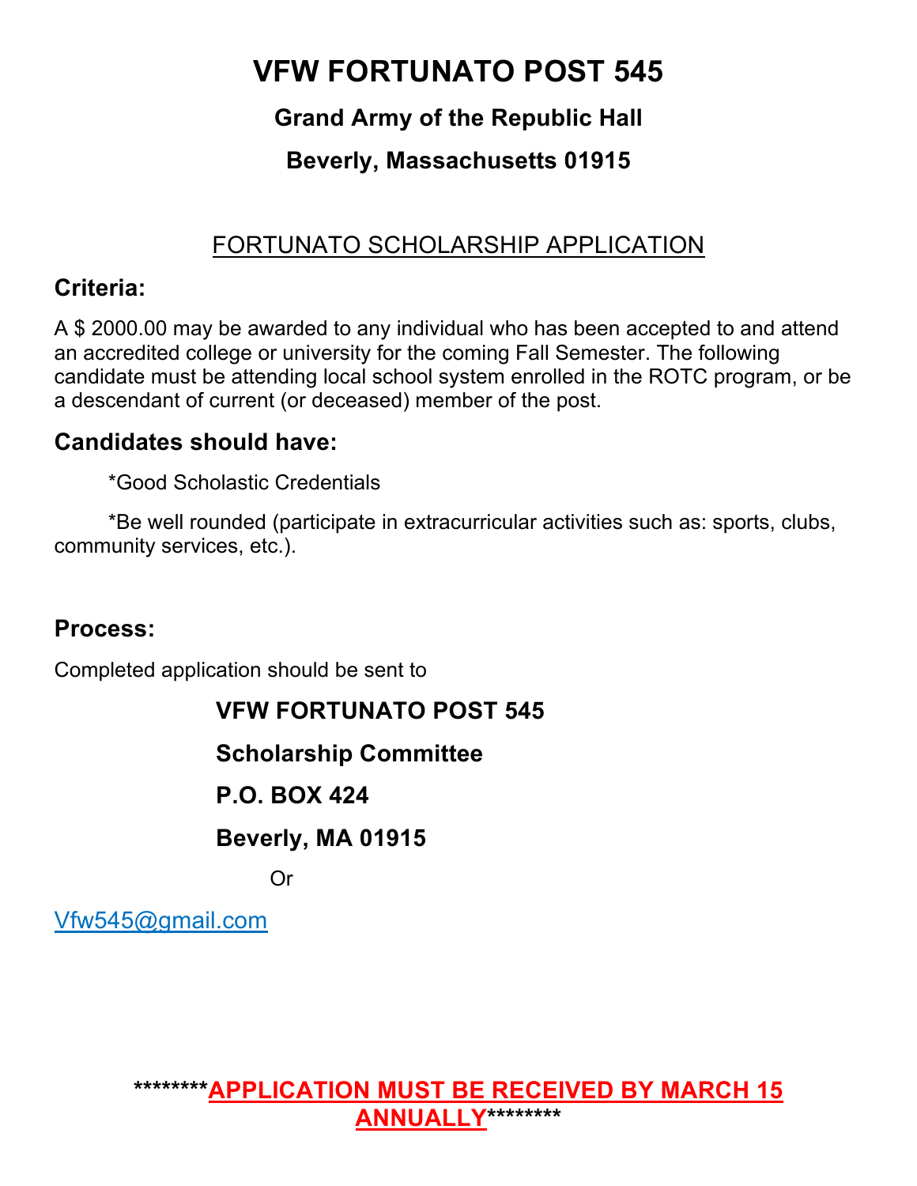# VFW FORTUNATO POST 545

## Grand Army of the Republic Hall

## Beverly, Massachusetts 01915

FORTUNATO SCHOLARSHIP APPLICATION

### Criteria:

A $ 2000.00 may be awarded to any individual who has been accepted to and attend an accredited college or university for the coming Fall Semester. The following candidate must be attending local school system enrolled in the ROTC program, or be a descendant of current (or deceased) member of the post.

### Candidates should have:

*Good Scholastic Credentials

*Be well rounded (participate in extracurricular activities such as: sports, clubs, community services, etc.).

### Process:

Completed application should be sent to

**VFW FORTUNATO POST 545**

**Scholarship Committee**

**P.O. BOX 424**

**Beverly, MA 01915**

Or

Vfw545@gmail.com

**\*\*\*\*\*\*\*\*APPLICATION MUST BE RECEIVED BY MARCH 15 ANNUALLY\*\*\*\*\*\*\*\***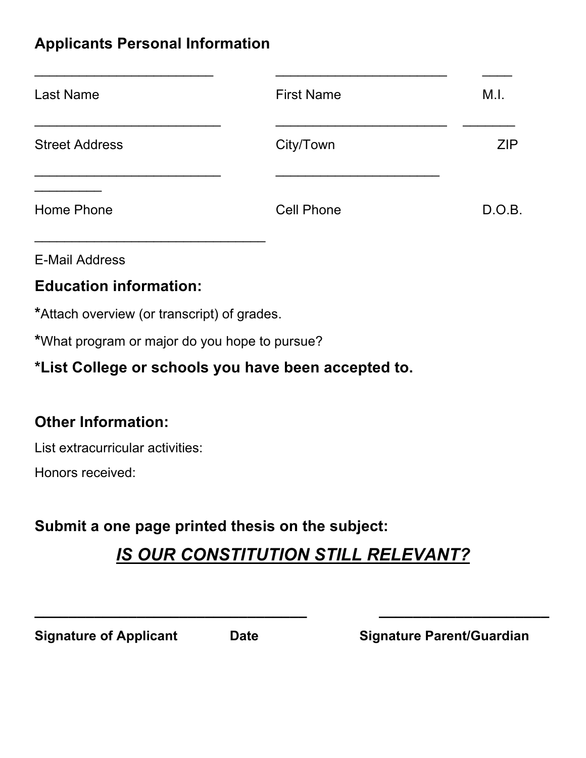## Applicants Personal Information

\_\_\_\_\_\_\_\_\_\_\_\_\_\_\_\_\_\_\_\_\_\_\_\_\_ \_\_\_\_\_\_\_\_\_\_\_\_\_\_\_\_\_\_\_\_\_\_\_\_ \_\_\_\_

Last Name First Name M.I.

\_\_\_\_\_\_\_\_\_\_\_\_\_\_\_\_\_\_\_\_\_\_\_\_\_\_ \_\_\_\_\_\_\_\_\_\_\_\_\_\_\_\_\_\_\_\_\_\_\_\_ \_\_\_\_\_\_\_

Street Address City/Town ZIP

\_\_\_\_\_\_\_\_\_\_\_\_\_\_\_\_\_\_\_\_\_\_\_\_\_\_ \_\_\_\_\_\_\_\_\_\_\_\_\_\_\_\_\_\_\_\_\_\_\_ \_\_\_\_\_\_\_\_\_

Home Phone Cell Phone D.O.B.

\_\_\_\_\_\_\_\_\_\_\_\_\_\_\_\_\_\_\_\_\_\_\_\_\_\_\_\_\_\_\_\_

E-Mail Address

## Education information:

*Attach overview (or transcript) of grades.

*What program or major do you hope to pursue?

**\*List College or schools you have been accepted to.**

## Other Information:

List extracurricular activities:

Honors received:

**Submit a one page printed thesis on the subject:**

***IS OUR CONSTITUTION STILL RELEVANT?***

\_\_\_\_\_\_\_\_\_\_\_\_\_\_\_\_\_\_\_\_\_\_\_\_\_\_\_\_\_\_\_\_\_\_\_\_ \_\_\_\_\_\_\_\_\_\_\_\_\_\_\_\_\_\_\_\_\_\_\_

**Signature of Applicant Date Signature Parent/Guardian**